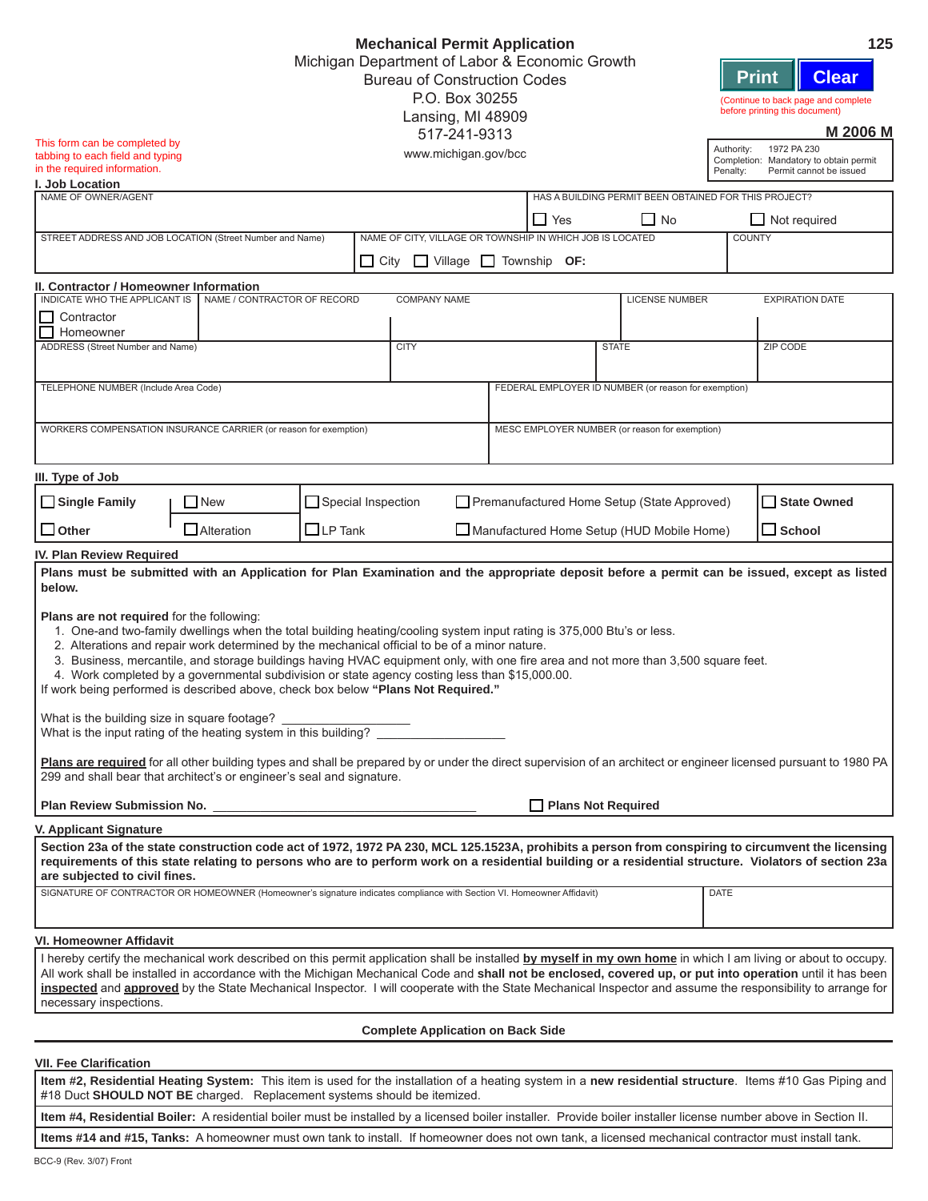# Mechanical Permit Application

Michigan Department of Labor & Economic Growth
Bureau of Construction Codes
P.O. Box 30255
Lansing, MI 48909
517-241-9313
www.michigan.gov/bcc

125

Print | Clear

(Continue to back page and complete before printing this document)

**M 2006 M**

| Authority: | 1972 PA 230 |
|---|---|
| Completion: | Mandatory to obtain permit |
| Penalty: | Permit cannot be issued |

This form can be completed by tabbing to each field and typing in the required information.

## I. Job Location

| NAME OF OWNER/AGENT | | HAS A BUILDING PERMIT BEEN OBTAINED FOR THIS PROJECT? ☐ Yes ☐ No ☐ Not required |
|---|---|---|
| STREET ADDRESS AND JOB LOCATION (Street Number and Name) | NAME OF CITY, VILLAGE OR TOWNSHIP IN WHICH JOB IS LOCATED ☐ City ☐ Village ☐ Township **OF:** | COUNTY |

## II. Contractor / Homeowner Information

| INDICATE WHO THE APPLICANT IS ☐ Contractor ☐ Homeowner | NAME / CONTRACTOR OF RECORD | COMPANY NAME | LICENSE NUMBER | EXPIRATION DATE |
|---|---|---|---|---|
| ADDRESS (Street Number and Name) | | CITY | STATE | ZIP CODE |
| TELEPHONE NUMBER (Include Area Code) | | FEDERAL EMPLOYER ID NUMBER (or reason for exemption) | | |
| WORKERS COMPENSATION INSURANCE CARRIER (or reason for exemption) | | MESC EMPLOYER NUMBER (or reason for exemption) | | |

## III. Type of Job

| | | | | |
|---|---|---|---|---|
| ☐ **Single Family** | ☐ New | ☐ Special Inspection | ☐ Premanufactured Home Setup (State Approved) | ☐ **State Owned** |
| ☐ **Other** | ☐ Alteration | ☐ LP Tank | ☐ Manufactured Home Setup (HUD Mobile Home) | ☐ **School** |

## IV. Plan Review Required

**Plans must be submitted with an Application for Plan Examination and the appropriate deposit before a permit can be issued, except as listed below.**

**Plans are not required** for the following:

1. One-and two-family dwellings when the total building heating/cooling system input rating is 375,000 Btu's or less.
2. Alterations and repair work determined by the mechanical official to be of a minor nature.
3. Business, mercantile, and storage buildings having HVAC equipment only, with one fire area and not more than 3,500 square feet.
4. Work completed by a governmental subdivision or state agency costing less than $15,000.00.

If work being performed is described above, check box below **"Plans Not Required."**

What is the building size in square footage? ____________________
What is the input rating of the heating system in this building? ____________________

**Plans are required** for all other building types and shall be prepared by or under the direct supervision of an architect or engineer licensed pursuant to 1980 PA 299 and shall bear that architect's or engineer's seal and signature.

**Plan Review Submission No.** ________________________________________ ☐ **Plans Not Required**

## V. Applicant Signature

**Section 23a of the state construction code act of 1972, 1972 PA 230, MCL 125.1523A, prohibits a person from conspiring to circumvent the licensing requirements of this state relating to persons who are to perform work on a residential building or a residential structure. Violators of section 23a are subjected to civil fines.**

| SIGNATURE OF CONTRACTOR OR HOMEOWNER (Homeowner's signature indicates compliance with Section VI. Homeowner Affidavit) | DATE |
|---|---|
| | |

## VI. Homeowner Affidavit

I hereby certify the mechanical work described on this permit application shall be installed **by myself in my own home** in which I am living or about to occupy. All work shall be installed in accordance with the Michigan Mechanical Code and **shall not be enclosed, covered up, or put into operation** until it has been **inspected** and **approved** by the State Mechanical Inspector. I will cooperate with the State Mechanical Inspector and assume the responsibility to arrange for necessary inspections.

**Complete Application on Back Side**

## VII. Fee Clarification

**Item #2, Residential Heating System:** This item is used for the installation of a heating system in a **new residential structure**. Items #10 Gas Piping and #18 Duct **SHOULD NOT BE** charged. Replacement systems should be itemized.

**Item #4, Residential Boiler:** A residential boiler must be installed by a licensed boiler installer. Provide boiler installer license number above in Section II.

**Items #14 and #15, Tanks:** A homeowner must own tank to install. If homeowner does not own tank, a licensed mechanical contractor must install tank.

BCC-9 (Rev. 3/07) Front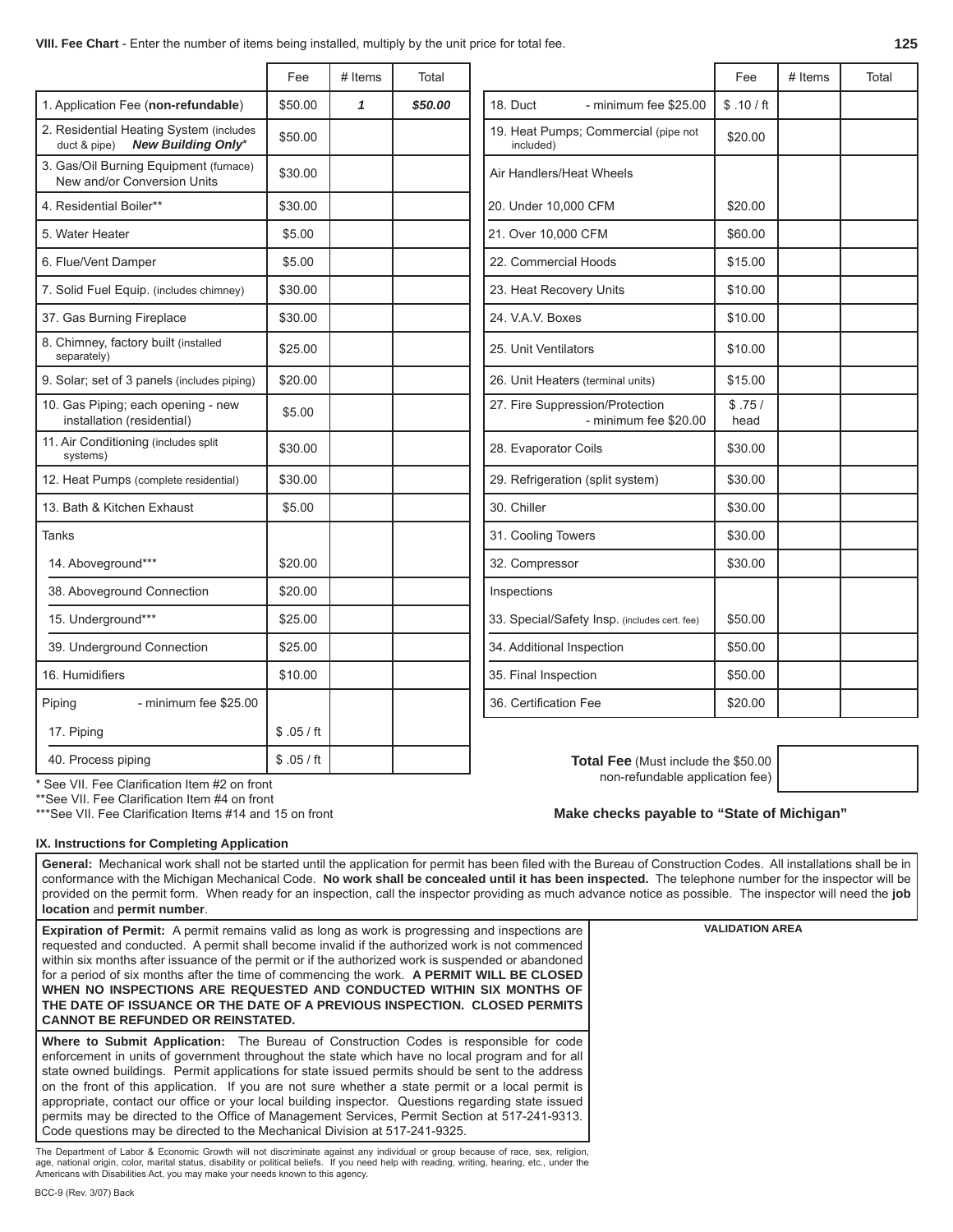**VIII. Fee Chart** - Enter the number of items being installed, multiply by the unit price for total fee.

| | Fee | # Items | Total |
|---|---|---|---|
| 1. Application Fee (**non-refundable**) | $50.00 | ***1*** | ***$50.00*** |
| 2. Residential Heating System (includes duct & pipe) ***New Building Only**** | $50.00 | | |
| 3. Gas/Oil Burning Equipment (furnace) New and/or Conversion Units | $30.00 | | |
| 4. Residential Boiler** | $30.00 | | |
| 5. Water Heater | $5.00 | | |
| 6. Flue/Vent Damper | $5.00 | | |
| 7. Solid Fuel Equip. (includes chimney) | $30.00 | | |
| 37. Gas Burning Fireplace | $30.00 | | |
| 8. Chimney, factory built (installed separately) | $25.00 | | |
| 9. Solar; set of 3 panels (includes piping) | $20.00 | | |
| 10. Gas Piping; each opening - new installation (residential) | $5.00 | | |
| 11. Air Conditioning (includes split systems) | $30.00 | | |
| 12. Heat Pumps (complete residential) | $30.00 | | |
| 13. Bath & Kitchen Exhaust | $5.00 | | |
| Tanks | | | |
| 14. Aboveground*** | $20.00 | | |
| 38. Aboveground Connection | $20.00 | | |
| 15. Underground*** | $25.00 | | |
| 39. Underground Connection | $25.00 | | |
| 16. Humidifiers | $10.00 | | |
| Piping - minimum fee $25.00 | | | |
| 17. Piping | $ .05 / ft | | |
| 40. Process piping | $ .05 / ft | | |

| | Fee | # Items | Total |
|---|---|---|---|
| 18. Duct - minimum fee $25.00 | $ .10 / ft | | |
| 19. Heat Pumps; Commercial (pipe not included) | $20.00 | | |
| Air Handlers/Heat Wheels | | | |
| 20. Under 10,000 CFM | $20.00 | | |
| 21. Over 10,000 CFM | $60.00 | | |
| 22. Commercial Hoods | $15.00 | | |
| 23. Heat Recovery Units | $10.00 | | |
| 24. V.A.V. Boxes | $10.00 | | |
| 25. Unit Ventilators | $10.00 | | |
| 26. Unit Heaters (terminal units) | $15.00 | | |
| 27. Fire Suppression/Protection - minimum fee $20.00 | $ .75 / head | | |
| 28. Evaporator Coils | $30.00 | | |
| 29. Refrigeration (split system) | $30.00 | | |
| 30. Chiller | $30.00 | | |
| 31. Cooling Towers | $30.00 | | |
| 32. Compressor | $30.00 | | |
| Inspections | | | |
| 33. Special/Safety Insp. (includes cert. fee) | $50.00 | | |
| 34. Additional Inspection | $50.00 | | |
| 35. Final Inspection | $50.00 | | |
| 36. Certification Fee | $20.00 | | |

**Total Fee** (Must include the $50.00 non-refundable application fee) ________

\* See VII. Fee Clarification Item #2 on front
\*\*See VII. Fee Clarification Item #4 on front
\*\*\*See VII. Fee Clarification Items #14 and 15 on front

**Make checks payable to "State of Michigan"**

**IX. Instructions for Completing Application**

**General:** Mechanical work shall not be started until the application for permit has been filed with the Bureau of Construction Codes. All installations shall be in conformance with the Michigan Mechanical Code. **No work shall be concealed until it has been inspected.** The telephone number for the inspector will be provided on the permit form. When ready for an inspection, call the inspector providing as much advance notice as possible. The inspector will need the **job location** and **permit number**.

**Expiration of Permit:** A permit remains valid as long as work is progressing and inspections are requested and conducted. A permit shall become invalid if the authorized work is not commenced within six months after issuance of the permit or if the authorized work is suspended or abandoned for a period of six months after the time of commencing the work. **A PERMIT WILL BE CLOSED WHEN NO INSPECTIONS ARE REQUESTED AND CONDUCTED WITHIN SIX MONTHS OF THE DATE OF ISSUANCE OR THE DATE OF A PREVIOUS INSPECTION. CLOSED PERMITS CANNOT BE REFUNDED OR REINSTATED.**

**Where to Submit Application:** The Bureau of Construction Codes is responsible for code enforcement in units of government throughout the state which have no local program and for all state owned buildings. Permit applications for state issued permits should be sent to the address on the front of this application. If you are not sure whether a state permit or a local permit is appropriate, contact our office or your local building inspector. Questions regarding state issued permits may be directed to the Office of Management Services, Permit Section at 517-241-9313. Code questions may be directed to the Mechanical Division at 517-241-9325.

**VALIDATION AREA**

The Department of Labor & Economic Growth will not discriminate against any individual or group because of race, sex, religion, age, national origin, color, marital status, disability or political beliefs. If you need help with reading, writing, hearing, etc., under the Americans with Disabilities Act, you may make your needs known to this agency.

BCC-9 (Rev. 3/07) Back